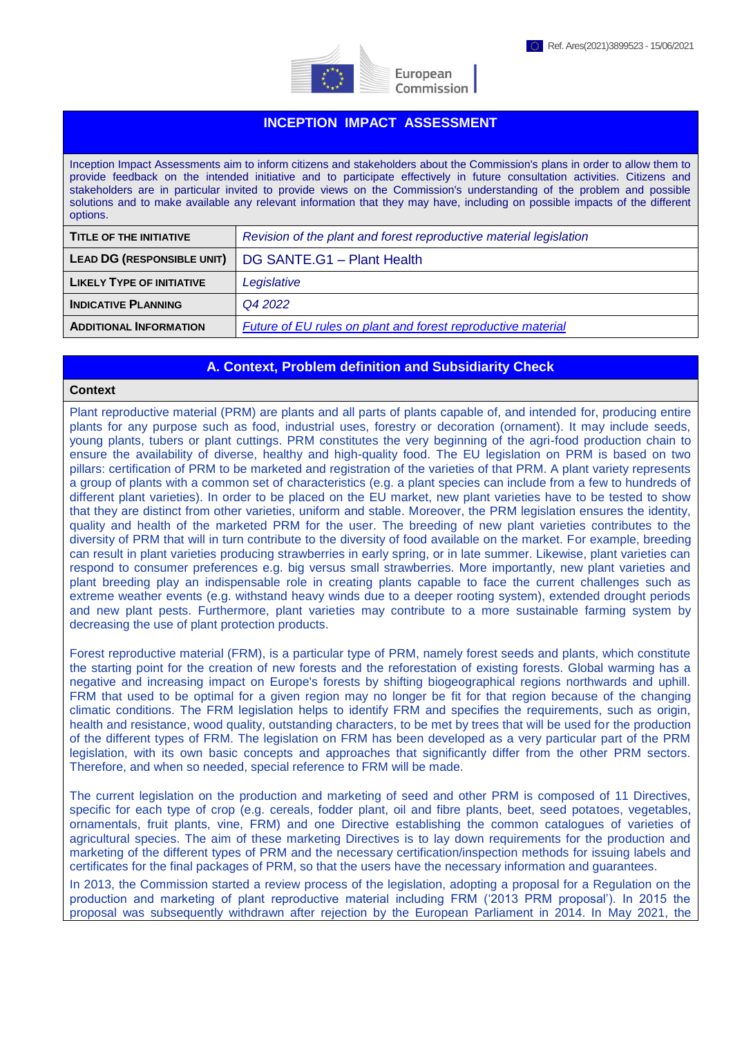Ref. Ares(2021)3899523 - 15/06/2021

# INCEPTION IMPACT ASSESSMENT

Inception Impact Assessments aim to inform citizens and stakeholders about the Commission's plans in order to allow them to provide feedback on the intended initiative and to participate effectively in future consultation activities. Citizens and stakeholders are in particular invited to provide views on the Commission's understanding of the problem and possible solutions and to make available any relevant information that they may have, including on possible impacts of the different options.

| | |
|---|---|
| **TITLE OF THE INITIATIVE** | *Revision of the plant and forest reproductive material legislation* |
| **LEAD DG (RESPONSIBLE UNIT)** | DG SANTE.G1 – Plant Health |
| **LIKELY TYPE OF INITIATIVE** | *Legislative* |
| **INDICATIVE PLANNING** | *Q4 2022* |
| **ADDITIONAL INFORMATION** | *Future of EU rules on plant and forest reproductive material* |

## A. Context, Problem definition and Subsidiarity Check

### Context

Plant reproductive material (PRM) are plants and all parts of plants capable of, and intended for, producing entire plants for any purpose such as food, industrial uses, forestry or decoration (ornament). It may include seeds, young plants, tubers or plant cuttings. PRM constitutes the very beginning of the agri-food production chain to ensure the availability of diverse, healthy and high-quality food. The EU legislation on PRM is based on two pillars: certification of PRM to be marketed and registration of the varieties of that PRM. A plant variety represents a group of plants with a common set of characteristics (e.g. a plant species can include from a few to hundreds of different plant varieties). In order to be placed on the EU market, new plant varieties have to be tested to show that they are distinct from other varieties, uniform and stable. Moreover, the PRM legislation ensures the identity, quality and health of the marketed PRM for the user. The breeding of new plant varieties contributes to the diversity of PRM that will in turn contribute to the diversity of food available on the market. For example, breeding can result in plant varieties producing strawberries in early spring, or in late summer. Likewise, plant varieties can respond to consumer preferences e.g. big versus small strawberries. More importantly, new plant varieties and plant breeding play an indispensable role in creating plants capable to face the current challenges such as extreme weather events (e.g. withstand heavy winds due to a deeper rooting system), extended drought periods and new plant pests. Furthermore, plant varieties may contribute to a more sustainable farming system by decreasing the use of plant protection products.

Forest reproductive material (FRM), is a particular type of PRM, namely forest seeds and plants, which constitute the starting point for the creation of new forests and the reforestation of existing forests. Global warming has a negative and increasing impact on Europe's forests by shifting biogeographical regions northwards and uphill. FRM that used to be optimal for a given region may no longer be fit for that region because of the changing climatic conditions. The FRM legislation helps to identify FRM and specifies the requirements, such as origin, health and resistance, wood quality, outstanding characters, to be met by trees that will be used for the production of the different types of FRM. The legislation on FRM has been developed as a very particular part of the PRM legislation, with its own basic concepts and approaches that significantly differ from the other PRM sectors. Therefore, and when so needed, special reference to FRM will be made.

The current legislation on the production and marketing of seed and other PRM is composed of 11 Directives, specific for each type of crop (e.g. cereals, fodder plant, oil and fibre plants, beet, seed potatoes, vegetables, ornamentals, fruit plants, vine, FRM) and one Directive establishing the common catalogues of varieties of agricultural species. The aim of these marketing Directives is to lay down requirements for the production and marketing of the different types of PRM and the necessary certification/inspection methods for issuing labels and certificates for the final packages of PRM, so that the users have the necessary information and guarantees.

In 2013, the Commission started a review process of the legislation, adopting a proposal for a Regulation on the production and marketing of plant reproductive material including FRM ('2013 PRM proposal'). In 2015 the proposal was subsequently withdrawn after rejection by the European Parliament in 2014. In May 2021, the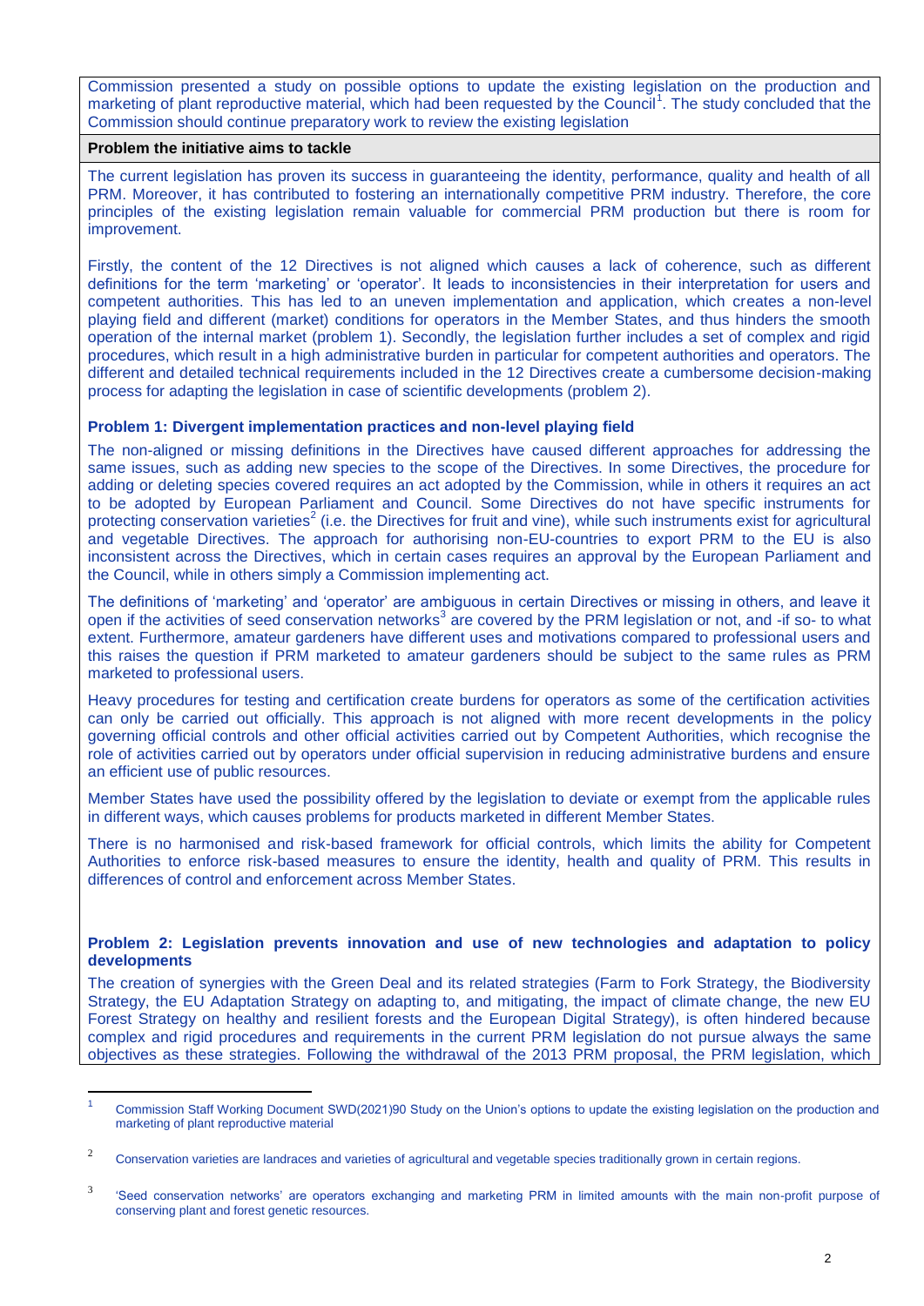Commission presented a study on possible options to update the existing legislation on the production and marketing of plant reproductive material, which had been requested by the Council[1]. The study concluded that the Commission should continue preparatory work to review the existing legislation

**Problem the initiative aims to tackle**

The current legislation has proven its success in guaranteeing the identity, performance, quality and health of all PRM. Moreover, it has contributed to fostering an internationally competitive PRM industry. Therefore, the core principles of the existing legislation remain valuable for commercial PRM production but there is room for improvement.

Firstly, the content of the 12 Directives is not aligned which causes a lack of coherence, such as different definitions for the term 'marketing' or 'operator'. It leads to inconsistencies in their interpretation for users and competent authorities. This has led to an uneven implementation and application, which creates a non-level playing field and different (market) conditions for operators in the Member States, and thus hinders the smooth operation of the internal market (problem 1). Secondly, the legislation further includes a set of complex and rigid procedures, which result in a high administrative burden in particular for competent authorities and operators. The different and detailed technical requirements included in the 12 Directives create a cumbersome decision-making process for adapting the legislation in case of scientific developments (problem 2).

**Problem 1: Divergent implementation practices and non-level playing field**

The non-aligned or missing definitions in the Directives have caused different approaches for addressing the same issues, such as adding new species to the scope of the Directives. In some Directives, the procedure for adding or deleting species covered requires an act adopted by the Commission, while in others it requires an act to be adopted by European Parliament and Council. Some Directives do not have specific instruments for protecting conservation varieties[2] (i.e. the Directives for fruit and vine), while such instruments exist for agricultural and vegetable Directives. The approach for authorising non-EU-countries to export PRM to the EU is also inconsistent across the Directives, which in certain cases requires an approval by the European Parliament and the Council, while in others simply a Commission implementing act.

The definitions of 'marketing' and 'operator' are ambiguous in certain Directives or missing in others, and leave it open if the activities of seed conservation networks[3] are covered by the PRM legislation or not, and -if so- to what extent. Furthermore, amateur gardeners have different uses and motivations compared to professional users and this raises the question if PRM marketed to amateur gardeners should be subject to the same rules as PRM marketed to professional users.

Heavy procedures for testing and certification create burdens for operators as some of the certification activities can only be carried out officially. This approach is not aligned with more recent developments in the policy governing official controls and other official activities carried out by Competent Authorities, which recognise the role of activities carried out by operators under official supervision in reducing administrative burdens and ensure an efficient use of public resources.

Member States have used the possibility offered by the legislation to deviate or exempt from the applicable rules in different ways, which causes problems for products marketed in different Member States.

There is no harmonised and risk-based framework for official controls, which limits the ability for Competent Authorities to enforce risk-based measures to ensure the identity, health and quality of PRM. This results in differences of control and enforcement across Member States.

**Problem 2: Legislation prevents innovation and use of new technologies and adaptation to policy developments**

The creation of synergies with the Green Deal and its related strategies (Farm to Fork Strategy, the Biodiversity Strategy, the EU Adaptation Strategy on adapting to, and mitigating, the impact of climate change, the new EU Forest Strategy on healthy and resilient forests and the European Digital Strategy), is often hindered because complex and rigid procedures and requirements in the current PRM legislation do not pursue always the same objectives as these strategies. Following the withdrawal of the 2013 PRM proposal, the PRM legislation, which

---

[1] Commission Staff Working Document SWD(2021)90 Study on the Union's options to update the existing legislation on the production and marketing of plant reproductive material

[2] Conservation varieties are landraces and varieties of agricultural and vegetable species traditionally grown in certain regions.

[3] 'Seed conservation networks' are operators exchanging and marketing PRM in limited amounts with the main non-profit purpose of conserving plant and forest genetic resources.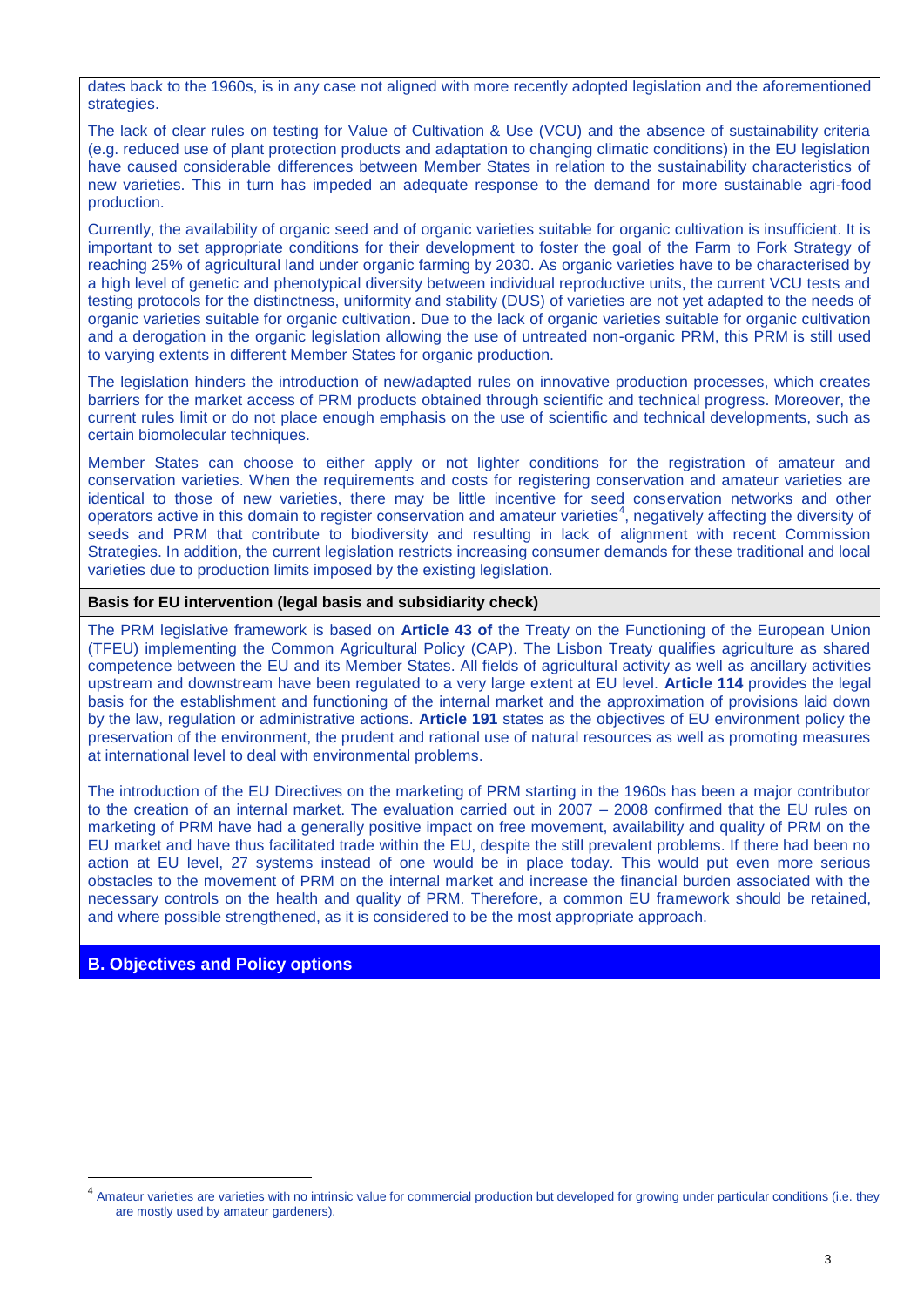dates back to the 1960s, is in any case not aligned with more recently adopted legislation and the aforementioned strategies.

The lack of clear rules on testing for Value of Cultivation & Use (VCU) and the absence of sustainability criteria (e.g. reduced use of plant protection products and adaptation to changing climatic conditions) in the EU legislation have caused considerable differences between Member States in relation to the sustainability characteristics of new varieties. This in turn has impeded an adequate response to the demand for more sustainable agri-food production.

Currently, the availability of organic seed and of organic varieties suitable for organic cultivation is insufficient. It is important to set appropriate conditions for their development to foster the goal of the Farm to Fork Strategy of reaching 25% of agricultural land under organic farming by 2030. As organic varieties have to be characterised by a high level of genetic and phenotypical diversity between individual reproductive units, the current VCU tests and testing protocols for the distinctness, uniformity and stability (DUS) of varieties are not yet adapted to the needs of organic varieties suitable for organic cultivation. Due to the lack of organic varieties suitable for organic cultivation and a derogation in the organic legislation allowing the use of untreated non-organic PRM, this PRM is still used to varying extents in different Member States for organic production.

The legislation hinders the introduction of new/adapted rules on innovative production processes, which creates barriers for the market access of PRM products obtained through scientific and technical progress. Moreover, the current rules limit or do not place enough emphasis on the use of scientific and technical developments, such as certain biomolecular techniques.

Member States can choose to either apply or not lighter conditions for the registration of amateur and conservation varieties. When the requirements and costs for registering conservation and amateur varieties are identical to those of new varieties, there may be little incentive for seed conservation networks and other operators active in this domain to register conservation and amateur varieties[4], negatively affecting the diversity of seeds and PRM that contribute to biodiversity and resulting in lack of alignment with recent Commission Strategies. In addition, the current legislation restricts increasing consumer demands for these traditional and local varieties due to production limits imposed by the existing legislation.

**Basis for EU intervention (legal basis and subsidiarity check)**

The PRM legislative framework is based on **Article 43 of** the Treaty on the Functioning of the European Union (TFEU) implementing the Common Agricultural Policy (CAP). The Lisbon Treaty qualifies agriculture as shared competence between the EU and its Member States. All fields of agricultural activity as well as ancillary activities upstream and downstream have been regulated to a very large extent at EU level. **Article 114** provides the legal basis for the establishment and functioning of the internal market and the approximation of provisions laid down by the law, regulation or administrative actions. **Article 191** states as the objectives of EU environment policy the preservation of the environment, the prudent and rational use of natural resources as well as promoting measures at international level to deal with environmental problems.

The introduction of the EU Directives on the marketing of PRM starting in the 1960s has been a major contributor to the creation of an internal market. The evaluation carried out in 2007 – 2008 confirmed that the EU rules on marketing of PRM have had a generally positive impact on free movement, availability and quality of PRM on the EU market and have thus facilitated trade within the EU, despite the still prevalent problems. If there had been no action at EU level, 27 systems instead of one would be in place today. This would put even more serious obstacles to the movement of PRM on the internal market and increase the financial burden associated with the necessary controls on the health and quality of PRM. Therefore, a common EU framework should be retained, and where possible strengthened, as it is considered to be the most appropriate approach.

## B. Objectives and Policy options

[4] Amateur varieties are varieties with no intrinsic value for commercial production but developed for growing under particular conditions (i.e. they are mostly used by amateur gardeners).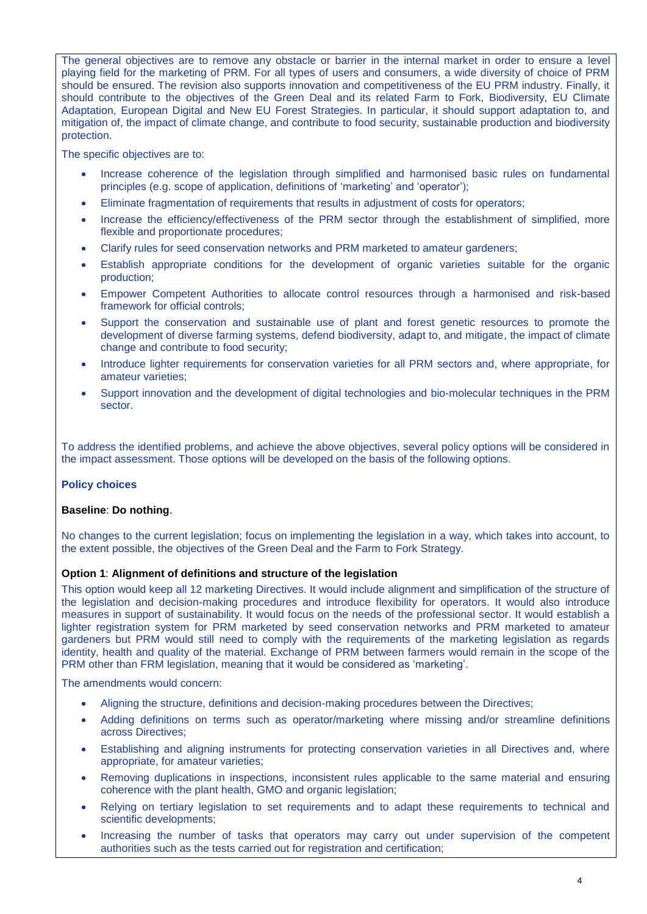The general objectives are to remove any obstacle or barrier in the internal market in order to ensure a level playing field for the marketing of PRM. For all types of users and consumers, a wide diversity of choice of PRM should be ensured. The revision also supports innovation and competitiveness of the EU PRM industry. Finally, it should contribute to the objectives of the Green Deal and its related Farm to Fork, Biodiversity, EU Climate Adaptation, European Digital and New EU Forest Strategies. In particular, it should support adaptation to, and mitigation of, the impact of climate change, and contribute to food security, sustainable production and biodiversity protection.

The specific objectives are to:

- Increase coherence of the legislation through simplified and harmonised basic rules on fundamental principles (e.g. scope of application, definitions of 'marketing' and 'operator');
- Eliminate fragmentation of requirements that results in adjustment of costs for operators;
- Increase the efficiency/effectiveness of the PRM sector through the establishment of simplified, more flexible and proportionate procedures;
- Clarify rules for seed conservation networks and PRM marketed to amateur gardeners;
- Establish appropriate conditions for the development of organic varieties suitable for the organic production;
- Empower Competent Authorities to allocate control resources through a harmonised and risk-based framework for official controls;
- Support the conservation and sustainable use of plant and forest genetic resources to promote the development of diverse farming systems, defend biodiversity, adapt to, and mitigate, the impact of climate change and contribute to food security;
- Introduce lighter requirements for conservation varieties for all PRM sectors and, where appropriate, for amateur varieties;
- Support innovation and the development of digital technologies and bio-molecular techniques in the PRM sector.

To address the identified problems, and achieve the above objectives, several policy options will be considered in the impact assessment. Those options will be developed on the basis of the following options.

**Policy choices**

**Baseline**: **Do nothing**.

No changes to the current legislation; focus on implementing the legislation in a way, which takes into account, to the extent possible, the objectives of the Green Deal and the Farm to Fork Strategy.

**Option 1**: **Alignment of definitions and structure of the legislation**

This option would keep all 12 marketing Directives. It would include alignment and simplification of the structure of the legislation and decision-making procedures and introduce flexibility for operators. It would also introduce measures in support of sustainability. It would focus on the needs of the professional sector. It would establish a lighter registration system for PRM marketed by seed conservation networks and PRM marketed to amateur gardeners but PRM would still need to comply with the requirements of the marketing legislation as regards identity, health and quality of the material. Exchange of PRM between farmers would remain in the scope of the PRM other than FRM legislation, meaning that it would be considered as 'marketing'.

The amendments would concern:

- Aligning the structure, definitions and decision-making procedures between the Directives;
- Adding definitions on terms such as operator/marketing where missing and/or streamline definitions across Directives;
- Establishing and aligning instruments for protecting conservation varieties in all Directives and, where appropriate, for amateur varieties;
- Removing duplications in inspections, inconsistent rules applicable to the same material and ensuring coherence with the plant health, GMO and organic legislation;
- Relying on tertiary legislation to set requirements and to adapt these requirements to technical and scientific developments;
- Increasing the number of tasks that operators may carry out under supervision of the competent authorities such as the tests carried out for registration and certification;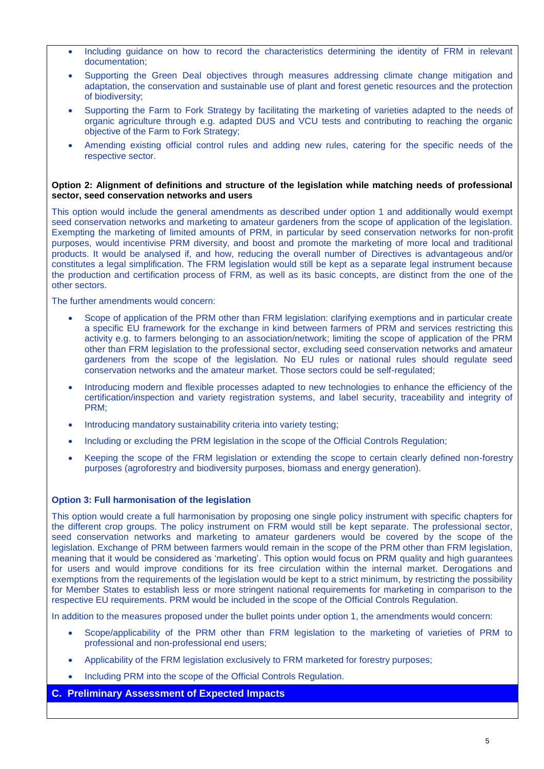- Including guidance on how to record the characteristics determining the identity of FRM in relevant documentation;
- Supporting the Green Deal objectives through measures addressing climate change mitigation and adaptation, the conservation and sustainable use of plant and forest genetic resources and the protection of biodiversity;
- Supporting the Farm to Fork Strategy by facilitating the marketing of varieties adapted to the needs of organic agriculture through e.g. adapted DUS and VCU tests and contributing to reaching the organic objective of the Farm to Fork Strategy;
- Amending existing official control rules and adding new rules, catering for the specific needs of the respective sector.

**Option 2: Alignment of definitions and structure of the legislation while matching needs of professional sector, seed conservation networks and users**

This option would include the general amendments as described under option 1 and additionally would exempt seed conservation networks and marketing to amateur gardeners from the scope of application of the legislation. Exempting the marketing of limited amounts of PRM, in particular by seed conservation networks for non-profit purposes, would incentivise PRM diversity, and boost and promote the marketing of more local and traditional products. It would be analysed if, and how, reducing the overall number of Directives is advantageous and/or constitutes a legal simplification. The FRM legislation would still be kept as a separate legal instrument because the production and certification process of FRM, as well as its basic concepts, are distinct from the one of the other sectors.

The further amendments would concern:

- Scope of application of the PRM other than FRM legislation: clarifying exemptions and in particular create a specific EU framework for the exchange in kind between farmers of PRM and services restricting this activity e.g. to farmers belonging to an association/network; limiting the scope of application of the PRM other than FRM legislation to the professional sector, excluding seed conservation networks and amateur gardeners from the scope of the legislation. No EU rules or national rules should regulate seed conservation networks and the amateur market. Those sectors could be self-regulated;
- Introducing modern and flexible processes adapted to new technologies to enhance the efficiency of the certification/inspection and variety registration systems, and label security, traceability and integrity of PRM;
- Introducing mandatory sustainability criteria into variety testing;
- Including or excluding the PRM legislation in the scope of the Official Controls Regulation;
- Keeping the scope of the FRM legislation or extending the scope to certain clearly defined non-forestry purposes (agroforestry and biodiversity purposes, biomass and energy generation).

**Option 3: Full harmonisation of the legislation**

This option would create a full harmonisation by proposing one single policy instrument with specific chapters for the different crop groups. The policy instrument on FRM would still be kept separate. The professional sector, seed conservation networks and marketing to amateur gardeners would be covered by the scope of the legislation. Exchange of PRM between farmers would remain in the scope of the PRM other than FRM legislation, meaning that it would be considered as 'marketing'. This option would focus on PRM quality and high guarantees for users and would improve conditions for its free circulation within the internal market. Derogations and exemptions from the requirements of the legislation would be kept to a strict minimum, by restricting the possibility for Member States to establish less or more stringent national requirements for marketing in comparison to the respective EU requirements. PRM would be included in the scope of the Official Controls Regulation.

In addition to the measures proposed under the bullet points under option 1, the amendments would concern:

- Scope/applicability of the PRM other than FRM legislation to the marketing of varieties of PRM to professional and non-professional end users;
- Applicability of the FRM legislation exclusively to FRM marketed for forestry purposes;
- Including PRM into the scope of the Official Controls Regulation.

## C. Preliminary Assessment of Expected Impacts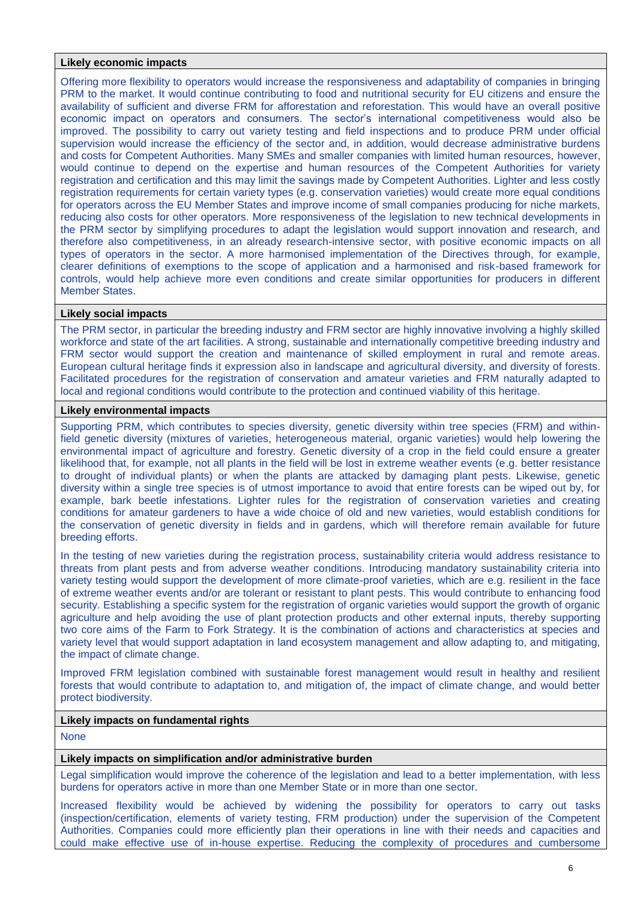**Likely economic impacts**

Offering more flexibility to operators would increase the responsiveness and adaptability of companies in bringing PRM to the market. It would continue contributing to food and nutritional security for EU citizens and ensure the availability of sufficient and diverse FRM for afforestation and reforestation. This would have an overall positive economic impact on operators and consumers. The sector's international competitiveness would also be improved. The possibility to carry out variety testing and field inspections and to produce PRM under official supervision would increase the efficiency of the sector and, in addition, would decrease administrative burdens and costs for Competent Authorities. Many SMEs and smaller companies with limited human resources, however, would continue to depend on the expertise and human resources of the Competent Authorities for variety registration and certification and this may limit the savings made by Competent Authorities. Lighter and less costly registration requirements for certain variety types (e.g. conservation varieties) would create more equal conditions for operators across the EU Member States and improve income of small companies producing for niche markets, reducing also costs for other operators. More responsiveness of the legislation to new technical developments in the PRM sector by simplifying procedures to adapt the legislation would support innovation and research, and therefore also competitiveness, in an already research-intensive sector, with positive economic impacts on all types of operators in the sector. A more harmonised implementation of the Directives through, for example, clearer definitions of exemptions to the scope of application and a harmonised and risk-based framework for controls, would help achieve more even conditions and create similar opportunities for producers in different Member States.

**Likely social impacts**

The PRM sector, in particular the breeding industry and FRM sector are highly innovative involving a highly skilled workforce and state of the art facilities. A strong, sustainable and internationally competitive breeding industry and FRM sector would support the creation and maintenance of skilled employment in rural and remote areas. European cultural heritage finds it expression also in landscape and agricultural diversity, and diversity of forests. Facilitated procedures for the registration of conservation and amateur varieties and FRM naturally adapted to local and regional conditions would contribute to the protection and continued viability of this heritage.

**Likely environmental impacts**

Supporting PRM, which contributes to species diversity, genetic diversity within tree species (FRM) and within-field genetic diversity (mixtures of varieties, heterogeneous material, organic varieties) would help lowering the environmental impact of agriculture and forestry. Genetic diversity of a crop in the field could ensure a greater likelihood that, for example, not all plants in the field will be lost in extreme weather events (e.g. better resistance to drought of individual plants) or when the plants are attacked by damaging plant pests. Likewise, genetic diversity within a single tree species is of utmost importance to avoid that entire forests can be wiped out by, for example, bark beetle infestations. Lighter rules for the registration of conservation varieties and creating conditions for amateur gardeners to have a wide choice of old and new varieties, would establish conditions for the conservation of genetic diversity in fields and in gardens, which will therefore remain available for future breeding efforts.

In the testing of new varieties during the registration process, sustainability criteria would address resistance to threats from plant pests and from adverse weather conditions. Introducing mandatory sustainability criteria into variety testing would support the development of more climate-proof varieties, which are e.g. resilient in the face of extreme weather events and/or are tolerant or resistant to plant pests. This would contribute to enhancing food security. Establishing a specific system for the registration of organic varieties would support the growth of organic agriculture and help avoiding the use of plant protection products and other external inputs, thereby supporting two core aims of the Farm to Fork Strategy. It is the combination of actions and characteristics at species and variety level that would support adaptation in land ecosystem management and allow adapting to, and mitigating, the impact of climate change.

Improved FRM legislation combined with sustainable forest management would result in healthy and resilient forests that would contribute to adaptation to, and mitigation of, the impact of climate change, and would better protect biodiversity.

**Likely impacts on fundamental rights**

None

**Likely impacts on simplification and/or administrative burden**

Legal simplification would improve the coherence of the legislation and lead to a better implementation, with less burdens for operators active in more than one Member State or in more than one sector.

Increased flexibility would be achieved by widening the possibility for operators to carry out tasks (inspection/certification, elements of variety testing, FRM production) under the supervision of the Competent Authorities. Companies could more efficiently plan their operations in line with their needs and capacities and could make effective use of in-house expertise. Reducing the complexity of procedures and cumbersome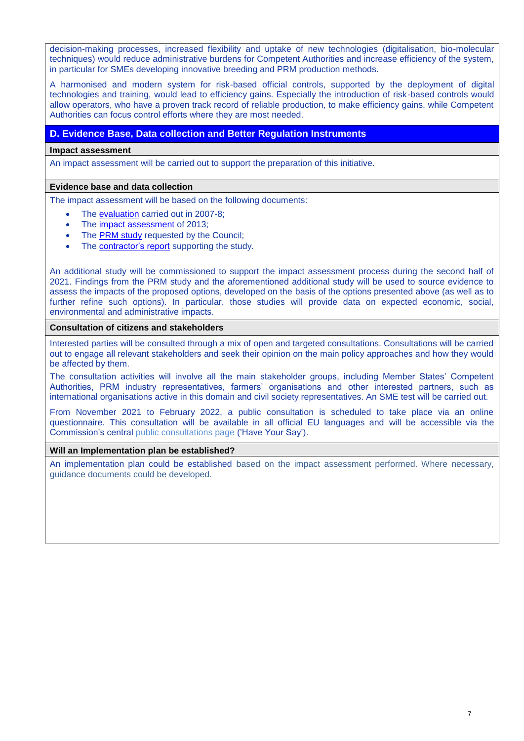decision-making processes, increased flexibility and uptake of new technologies (digitalisation, bio-molecular techniques) would reduce administrative burdens for Competent Authorities and increase efficiency of the system, in particular for SMEs developing innovative breeding and PRM production methods.

A harmonised and modern system for risk-based official controls, supported by the deployment of digital technologies and training, would lead to efficiency gains. Especially the introduction of risk-based controls would allow operators, who have a proven track record of reliable production, to make efficiency gains, while Competent Authorities can focus control efforts where they are most needed.

## D. Evidence Base, Data collection and Better Regulation Instruments

### Impact assessment

An impact assessment will be carried out to support the preparation of this initiative.

### Evidence base and data collection

The impact assessment will be based on the following documents:

- The evaluation carried out in 2007-8;
- The impact assessment of 2013;
- The PRM study requested by the Council;
- The contractor's report supporting the study.

An additional study will be commissioned to support the impact assessment process during the second half of 2021. Findings from the PRM study and the aforementioned additional study will be used to source evidence to assess the impacts of the proposed options, developed on the basis of the options presented above (as well as to further refine such options). In particular, those studies will provide data on expected economic, social, environmental and administrative impacts.

### Consultation of citizens and stakeholders

Interested parties will be consulted through a mix of open and targeted consultations. Consultations will be carried out to engage all relevant stakeholders and seek their opinion on the main policy approaches and how they would be affected by them.

The consultation activities will involve all the main stakeholder groups, including Member States' Competent Authorities, PRM industry representatives, farmers' organisations and other interested partners, such as international organisations active in this domain and civil society representatives. An SME test will be carried out.

From November 2021 to February 2022, a public consultation is scheduled to take place via an online questionnaire. This consultation will be available in all official EU languages and will be accessible via the Commission's central public consultations page ('Have Your Say').

### Will an Implementation plan be established?

An implementation plan could be established based on the impact assessment performed. Where necessary, guidance documents could be developed.